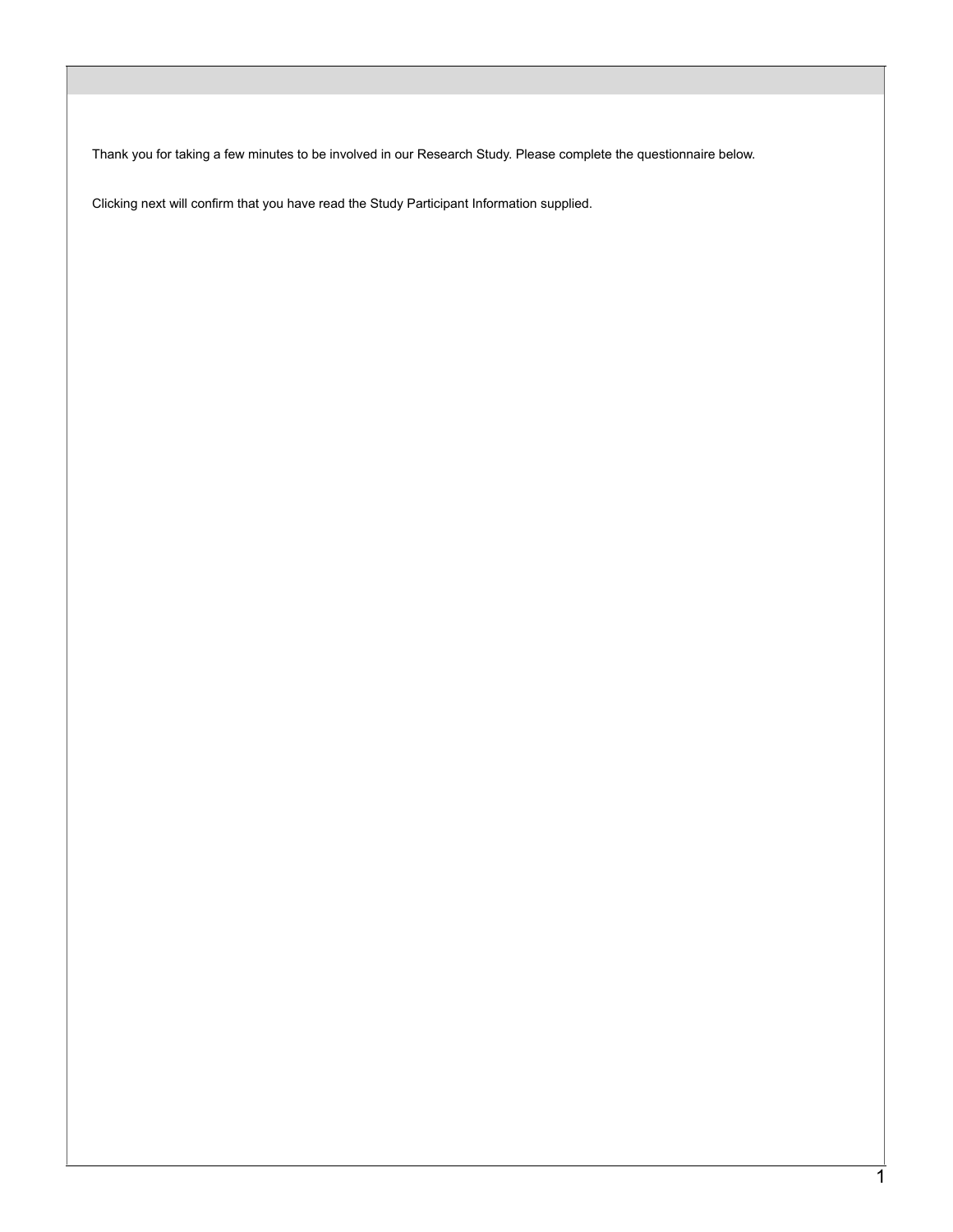Thank you for taking a few minutes to be involved in our Research Study. Please complete the questionnaire below.

Clicking next will confirm that you have read the Study Participant Information supplied.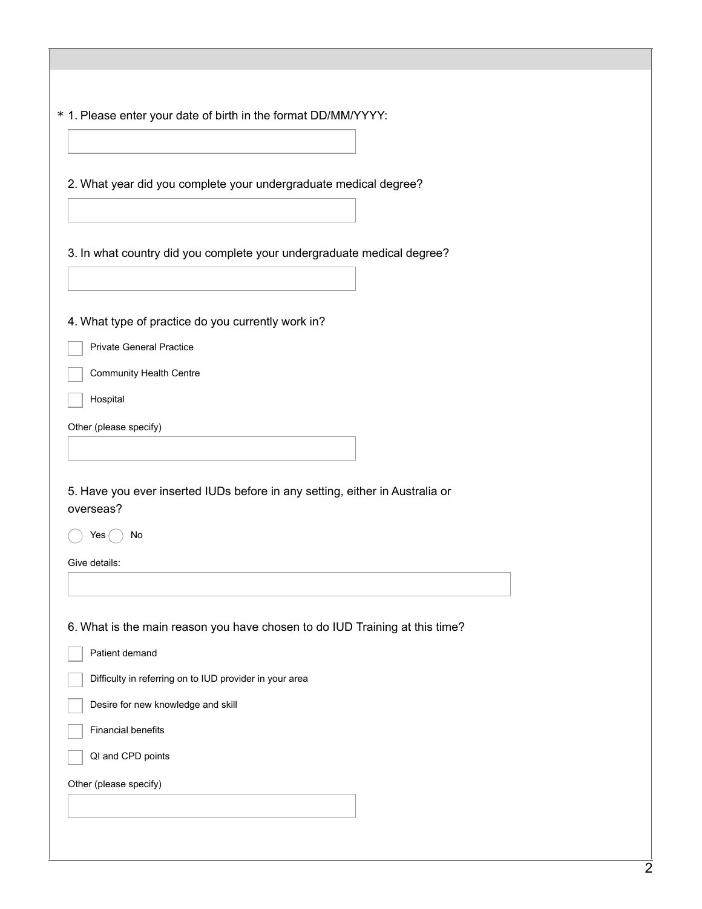\* 1. Please enter your date of birth in the format DD/MM/YYYY:

\_\_\_\_\_\_\_\_\_\_\_\_\_\_\_\_\_\_\_\_

2. What year did you complete your undergraduate medical degree?

\_\_\_\_\_\_\_\_\_\_\_\_\_\_\_\_\_\_\_\_

3. In what country did you complete your undergraduate medical degree?

\_\_\_\_\_\_\_\_\_\_\_\_\_\_\_\_\_\_\_\_

4. What type of practice do you currently work in?

- [ ] Private General Practice
- [ ] Community Health Centre
- [ ] Hospital

Other (please specify)

\_\_\_\_\_\_\_\_\_\_\_\_\_\_\_\_\_\_\_\_

5. Have you ever inserted IUDs before in any setting, either in Australia or overseas?

( ) Yes ( ) No

Give details:

\_\_\_\_\_\_\_\_\_\_\_\_\_\_\_\_\_\_\_\_

6. What is the main reason you have chosen to do IUD Training at this time?

- [ ] Patient demand
- [ ] Difficulty in referring on to IUD provider in your area
- [ ] Desire for new knowledge and skill
- [ ] Financial benefits
- [ ] QI and CPD points

Other (please specify)

\_\_\_\_\_\_\_\_\_\_\_\_\_\_\_\_\_\_\_\_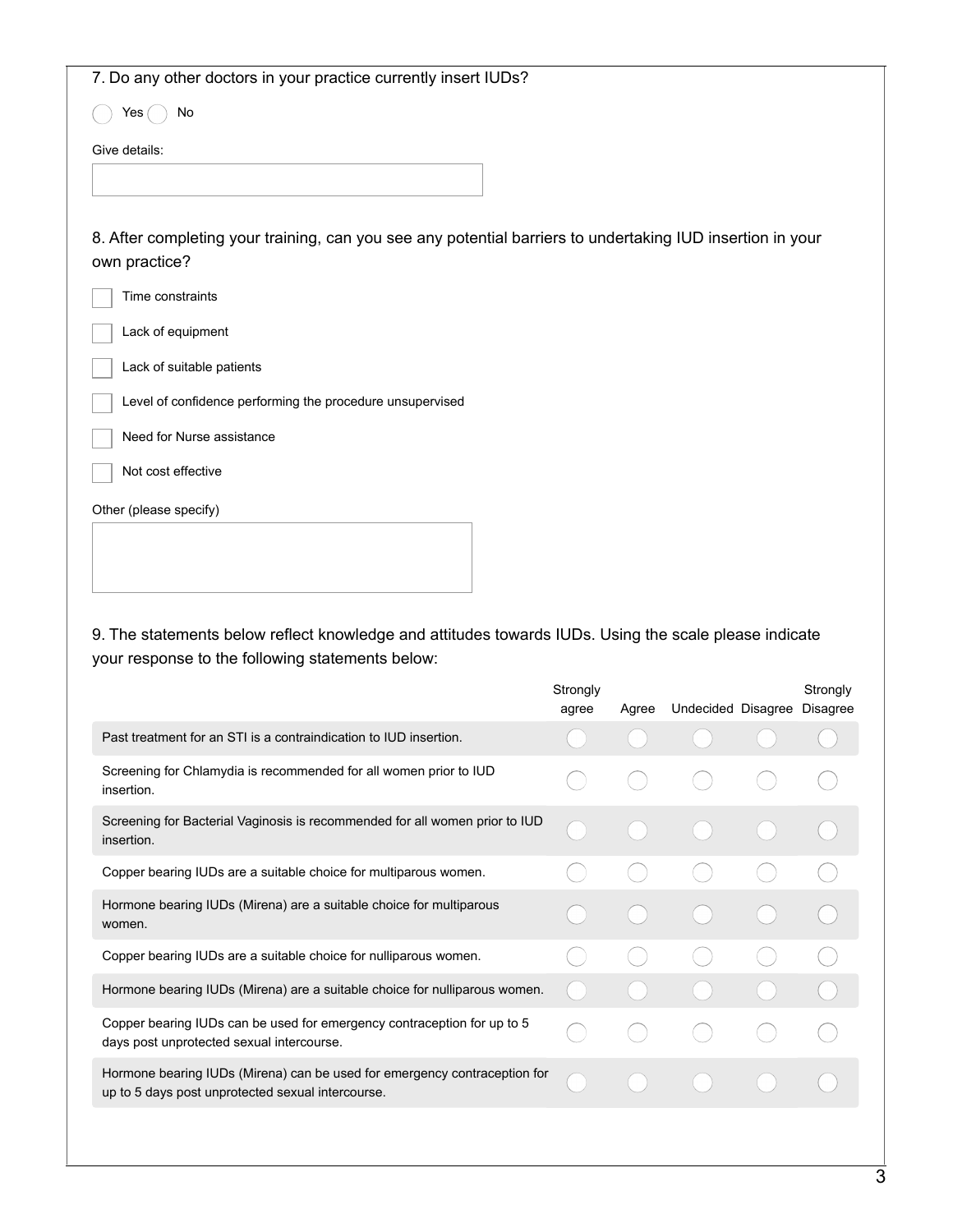7. Do any other doctors in your practice currently insert IUDs?

◯ Yes ◯ No

Give details:

[ ]

8. After completing your training, can you see any potential barriers to undertaking IUD insertion in your own practice?

- [ ] Time constraints
- [ ] Lack of equipment
- [ ] Lack of suitable patients
- [ ] Level of confidence performing the procedure unsupervised
- [ ] Need for Nurse assistance
- [ ] Not cost effective

Other (please specify)

[ ]

9. The statements below reflect knowledge and attitudes towards IUDs. Using the scale please indicate your response to the following statements below:

| | Strongly agree | Agree | Undecided | Disagree | Strongly Disagree |
|---|---|---|---|---|---|
| Past treatment for an STI is a contraindication to IUD insertion. | ◯ | ◯ | ◯ | ◯ | ◯ |
| Screening for Chlamydia is recommended for all women prior to IUD insertion. | ◯ | ◯ | ◯ | ◯ | ◯ |
| Screening for Bacterial Vaginosis is recommended for all women prior to IUD insertion. | ◯ | ◯ | ◯ | ◯ | ◯ |
| Copper bearing IUDs are a suitable choice for multiparous women. | ◯ | ◯ | ◯ | ◯ | ◯ |
| Hormone bearing IUDs (Mirena) are a suitable choice for multiparous women. | ◯ | ◯ | ◯ | ◯ | ◯ |
| Copper bearing IUDs are a suitable choice for nulliparous women. | ◯ | ◯ | ◯ | ◯ | ◯ |
| Hormone bearing IUDs (Mirena) are a suitable choice for nulliparous women. | ◯ | ◯ | ◯ | ◯ | ◯ |
| Copper bearing IUDs can be used for emergency contraception for up to 5 days post unprotected sexual intercourse. | ◯ | ◯ | ◯ | ◯ | ◯ |
| Hormone bearing IUDs (Mirena) can be used for emergency contraception for up to 5 days post unprotected sexual intercourse. | ◯ | ◯ | ◯ | ◯ | ◯ |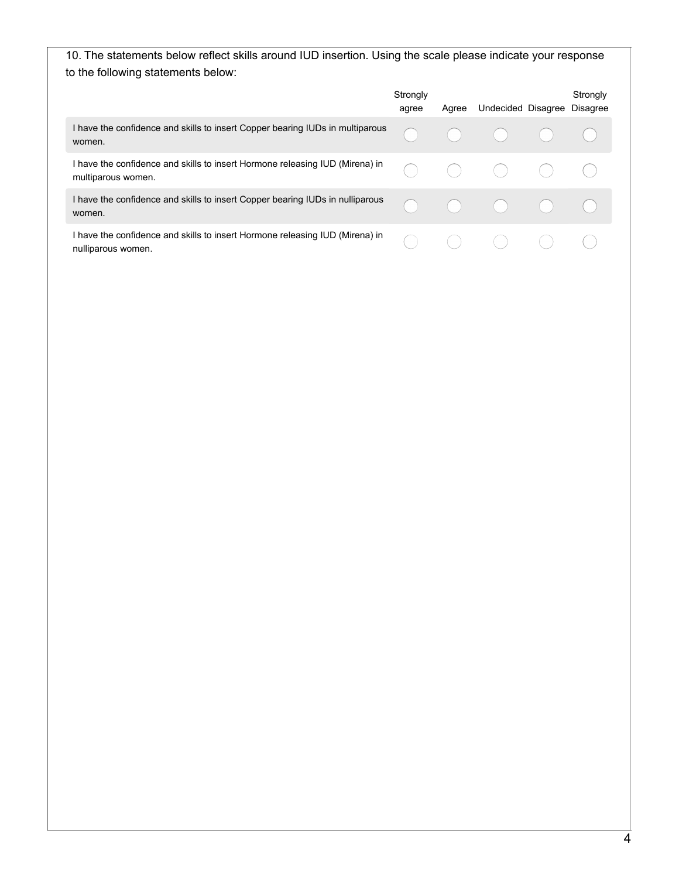10. The statements below reflect skills around IUD insertion. Using the scale please indicate your response to the following statements below:

| | Strongly agree | Agree | Undecided | Disagree | Strongly Disagree |
|---|---|---|---|---|---|
| I have the confidence and skills to insert Copper bearing IUDs in multiparous women. | ◯ | ◯ | ◯ | ◯ | ◯ |
| I have the confidence and skills to insert Hormone releasing IUD (Mirena) in multiparous women. | ◯ | ◯ | ◯ | ◯ | ◯ |
| I have the confidence and skills to insert Copper bearing IUDs in nulliparous women. | ◯ | ◯ | ◯ | ◯ | ◯ |
| I have the confidence and skills to insert Hormone releasing IUD (Mirena) in nulliparous women. | ◯ | ◯ | ◯ | ◯ | ◯ |